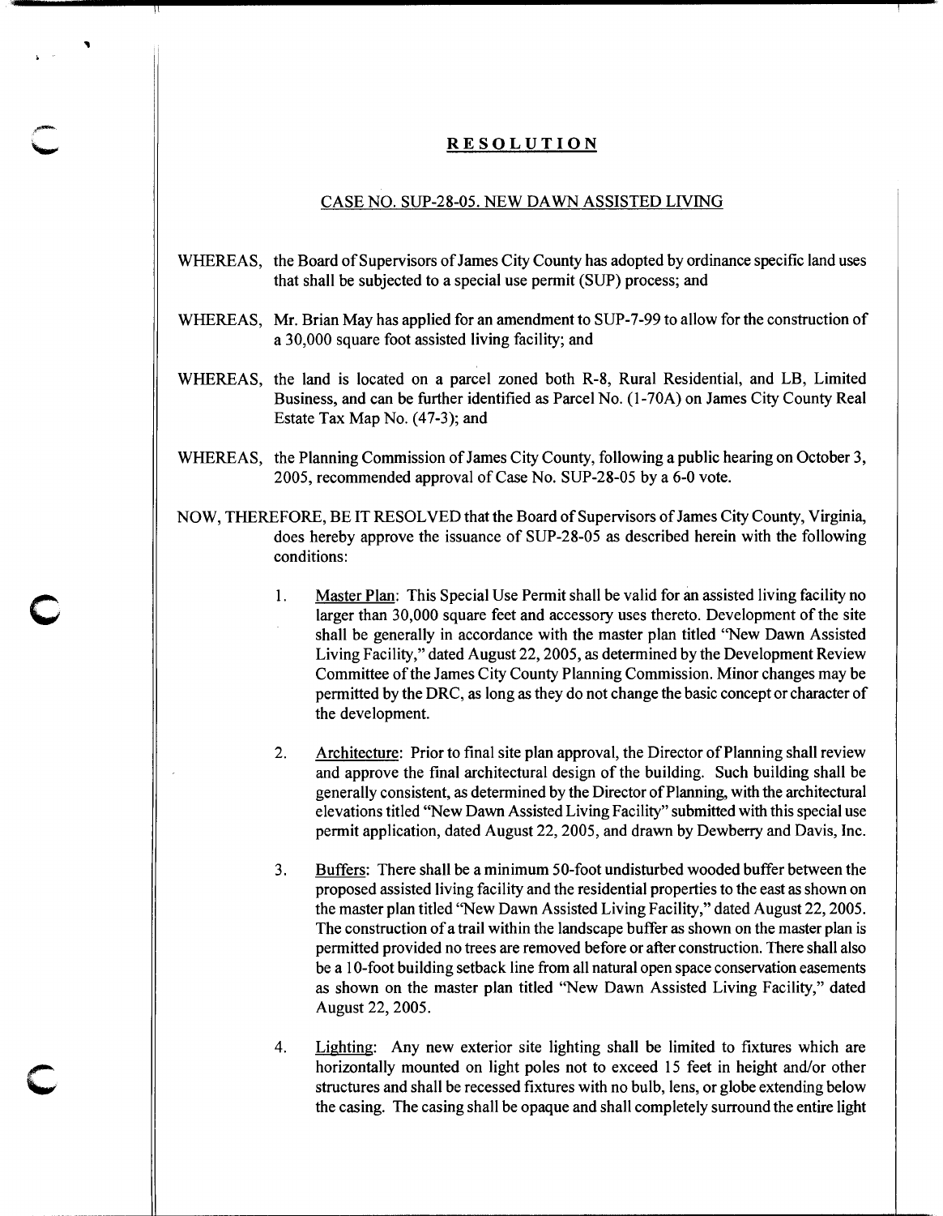## RESOLUTION

### CASE NO. SUP-28-05. NEW DAWN ASSISTED LIVING

WHEREAS, the Board of Supervisors of James City County has adopted by ordinance specific land uses that shall be subjected to a special use permit (SUP) process; and

WHEREAS, Mr. Brian May has applied for an amendment to SUP-7-99 to allow for the construction of a 30,000 square foot assisted living facility; and

WHEREAS, the land is located on a parcel zoned both R-8, Rural Residential, and LB, Limited Business, and can be further identified as Parcel No. (1-70A) on James City County Real Estate Tax Map No. (47-3); and

WHEREAS, the Planning Commission of James City County, following a public hearing on October 3, 2005, recommended approval of Case No. SUP-28-05 by a 6-0 vote.

NOW, THEREFORE, BE IT RESOLVED that the Board of Supervisors of James City County, Virginia, does hereby approve the issuance of SUP-28-05 as described herein with the following conditions:

1. Master Plan: This Special Use Permit shall be valid for an assisted living facility no larger than 30,000 square feet and accessory uses thereto. Development of the site shall be generally in accordance with the master plan titled "New Dawn Assisted Living Facility," dated August 22, 2005, as determined by the Development Review Committee of the James City County Planning Commission. Minor changes may be permitted by the DRC, as long as they do not change the basic concept or character of the development.

2. Architecture: Prior to final site plan approval, the Director of Planning shall review and approve the final architectural design of the building. Such building shall be generally consistent, as determined by the Director of Planning, with the architectural elevations titled "New Dawn Assisted Living Facility" submitted with this special use permit application, dated August 22, 2005, and drawn by Dewberry and Davis, Inc.

3. Buffers: There shall be a minimum 50-foot undisturbed wooded buffer between the proposed assisted living facility and the residential properties to the east as shown on the master plan titled "New Dawn Assisted Living Facility," dated August 22, 2005. The construction of a trail within the landscape buffer as shown on the master plan is permitted provided no trees are removed before or after construction. There shall also be a 10-foot building setback line from all natural open space conservation easements as shown on the master plan titled "New Dawn Assisted Living Facility," dated August 22, 2005.

4. Lighting: Any new exterior site lighting shall be limited to fixtures which are horizontally mounted on light poles not to exceed 15 feet in height and/or other structures and shall be recessed fixtures with no bulb, lens, or globe extending below the casing. The casing shall be opaque and shall completely surround the entire light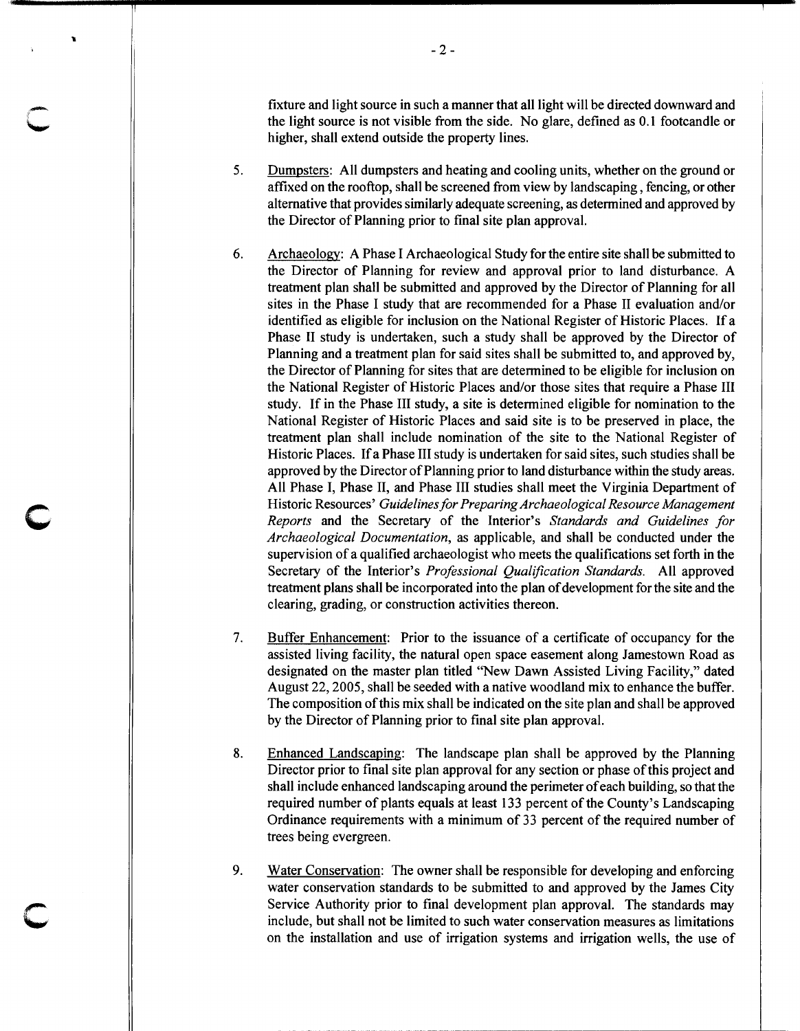fixture and light source in such a manner that all light will be directed downward and the light source is not visible from the side. No glare, defined as 0.1 footcandle or higher, shall extend outside the property lines.

5. Dumpsters: All dumpsters and heating and cooling units, whether on the ground or affixed on the rooftop, shall be screened from view by landscaping , fencing, or other alternative that provides similarly adequate screening, as determined and approved by the Director of Planning prior to final site plan approval.

6. Archaeology: A Phase I Archaeological Study for the entire site shall be submitted to the Director of Planning for review and approval prior to land disturbance. A treatment plan shall be submitted and approved by the Director of Planning for all sites in the Phase I study that are recommended for a Phase II evaluation and/or identified as eligible for inclusion on the National Register of Historic Places. If a Phase II study is undertaken, such a study shall be approved by the Director of Planning and a treatment plan for said sites shall be submitted to, and approved by, the Director of Planning for sites that are determined to be eligible for inclusion on the National Register of Historic Places and/or those sites that require a Phase III study. If in the Phase III study, a site is determined eligible for nomination to the National Register of Historic Places and said site is to be preserved in place, the treatment plan shall include nomination of the site to the National Register of Historic Places. If a Phase III study is undertaken for said sites, such studies shall be approved by the Director of Planning prior to land disturbance within the study areas. All Phase I, Phase II, and Phase III studies shall meet the Virginia Department of Historic Resources' *Guidelines for Preparing Archaeological Resource Management Reports* and the Secretary of the Interior's *Standards and Guidelines for Archaeological Documentation*, as applicable, and shall be conducted under the supervision of a qualified archaeologist who meets the qualifications set forth in the Secretary of the Interior's *Professional Qualification Standards*. All approved treatment plans shall be incorporated into the plan of development for the site and the clearing, grading, or construction activities thereon.

7. Buffer Enhancement: Prior to the issuance of a certificate of occupancy for the assisted living facility, the natural open space easement along Jamestown Road as designated on the master plan titled "New Dawn Assisted Living Facility," dated August 22, 2005, shall be seeded with a native woodland mix to enhance the buffer. The composition of this mix shall be indicated on the site plan and shall be approved by the Director of Planning prior to final site plan approval.

8. Enhanced Landscaping: The landscape plan shall be approved by the Planning Director prior to final site plan approval for any section or phase of this project and shall include enhanced landscaping around the perimeter of each building, so that the required number of plants equals at least 133 percent of the County's Landscaping Ordinance requirements with a minimum of 33 percent of the required number of trees being evergreen.

9. Water Conservation: The owner shall be responsible for developing and enforcing water conservation standards to be submitted to and approved by the James City Service Authority prior to final development plan approval. The standards may include, but shall not be limited to such water conservation measures as limitations on the installation and use of irrigation systems and irrigation wells, the use of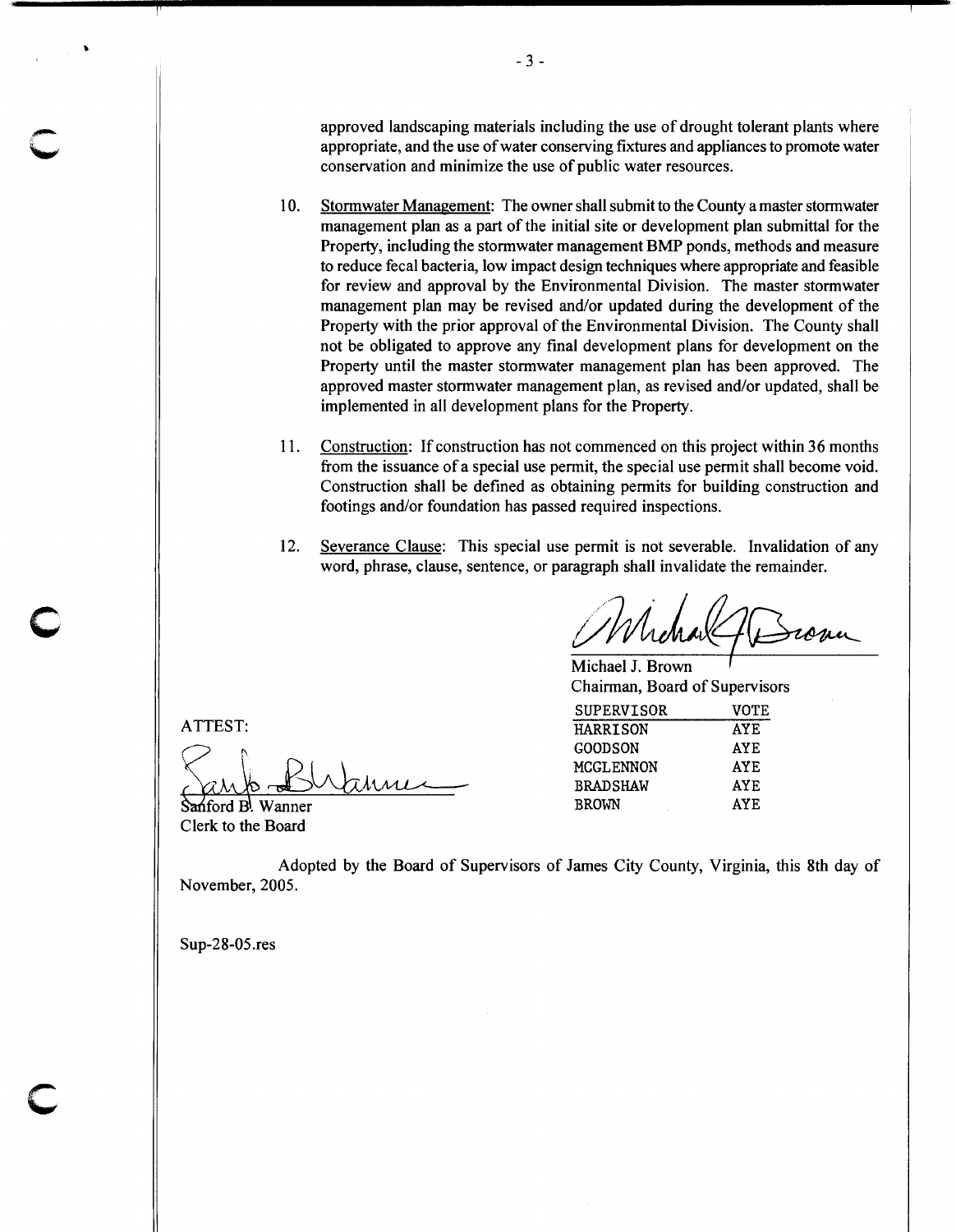approved landscaping materials including the use of drought tolerant plants where appropriate, and the use of water conserving fixtures and appliances to promote water conservation and minimize the use of public water resources.

10. Stormwater Management: The owner shall submit to the County a master stormwater management plan as a part of the initial site or development plan submittal for the Property, including the stormwater management BMP ponds, methods and measure to reduce fecal bacteria, low impact design techniques where appropriate and feasible for review and approval by the Environmental Division. The master stormwater management plan may be revised and/or updated during the development of the Property with the prior approval of the Environmental Division. The County shall not be obligated to approve any final development plans for development on the Property until the master stormwater management plan has been approved. The approved master stormwater management plan, as revised and/or updated, shall be implemented in all development plans for the Property.

11. Construction: If construction has not commenced on this project within 36 months from the issuance of a special use permit, the special use permit shall become void. Construction shall be defined as obtaining permits for building construction and footings and/or foundation has passed required inspections.

12. Severance Clause: This special use permit is not severable. Invalidation of any word, phrase, clause, sentence, or paragraph shall invalidate the remainder.

Michael J. Brown
Chairman, Board of Supervisors

| SUPERVISOR | VOTE |
|---|---|
| HARRISON | AYE |
| GOODSON | AYE |
| MCGLENNON | AYE |
| BRADSHAW | AYE |
| BROWN | AYE |

ATTEST:

Sanford B. Wanner
Clerk to the Board

Adopted by the Board of Supervisors of James City County, Virginia, this 8th day of November, 2005.

Sup-28-05.res